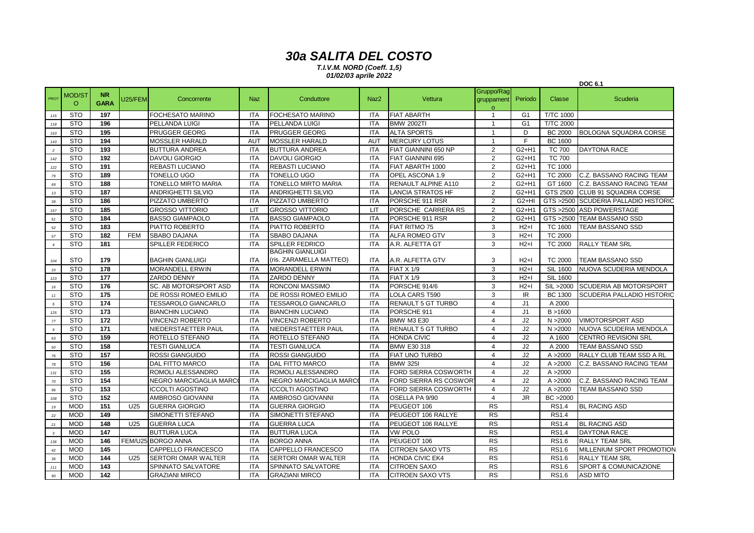# 30a SALITA DEL COSTO

***T.I.V.M. NORD (Coeff. 1,5)***

***01/02/03 aprile 2022***

**DOC 6.1**

| PROT | MOD/STO | NR. GARA | U25/FEM | Concorrente | Naz | Conduttore | Naz2 | Vettura | Gruppo/Raggruppamento | Periodo | Classe | Scuderia |
|---|---|---|---|---|---|---|---|---|---|---|---|---|
| 115 | STO | 197 | | FOCHESATO MARINO | ITA | FOCHESATO MARINO | ITA | FIAT ABARTH | 1 | G1 | T/TC 1000 | |
| 118 | STO | 196 | | PELLANDA LUIGI | ITA | PELLANDA LUIGI | ITA | BMW 2002TI | 1 | G1 | T/TC 2000 | |
| 153 | STO | 195 | | PRUGGER GEORG | ITA | PRUGGER GEORG | ITA | ALTA SPORTS | 1 | D | BC 2000 | BOLOGNA SQUADRA CORSE |
| 143 | STO | 194 | | MOSSLER HARALD | AUT | MOSSLER HARALD | AUT | MERCURY LOTUS | 1 | F | BC 1600 | |
| 2 | STO | 193 | | BUTTURA ANDREA | ITA | BUTTURA ANDREA | ITA | FIAT GIANNINI 650 NP | 2 | G2+H1 | TC 700 | DAYTONA RACE |
| 142 | STO | 192 | | DAVOLI GIORGIO | ITA | DAVOLI GIORGIO | ITA | FIAT GIANNINI 695 | 2 | G2+H1 | TC 700 | |
| 122 | STO | 191 | | REBASTI LUCIANO | ITA | REBASTI LUCIANO | ITA | FIAT ABARTH 1000 | 2 | G2+H1 | TC 1000 | |
| 79 | STO | 189 | | TONELLO UGO | ITA | TONELLO UGO | ITA | OPEL ASCONA 1.9 | 2 | G2+H1 | TC 2000 | C.Z. BASSANO RACING TEAM |
| 69 | STO | 188 | | TONELLO MIRTO MARIA | ITA | TONELLO MIRTO MARIA | ITA | RENAULT ALPINE A110 | 2 | G2+H1 | GT 1600 | C.Z. BASSANO RACING TEAM |
| 13 | STO | 187 | | ANDRIGHETTI SILVIO | ITA | ANDRIGHETTI SILVIO | ITA | LANCIA STRATOS HF | 2 | G2+H1 | GTS 2500 | CLUB 91 SQUADRA CORSE |
| 39 | STO | 186 | | PIZZATO UMBERTO | ITA | PIZZATO UMBERTO | ITA | PORSCHE 911 RSR | 2 | G2+HI | GTS >2500 | SCUDERIA PALLADIO HISTORIC |
| 157 | STO | 185 | | GROSSO VITTORIO | LIT | GROSSO VITTORIO | LIT | PORSCHE CARRERA RS | 2 | G2+H1 | GTS >2500 | ASD POWERSTAGE |
| 51 | STO | 184 | | BASSO GIAMPAOLO | ITA | BASSO GIAMPAOLO | ITA | PORSCHE 911 RSR | 2 | G2+H1 | GTS >2500 | TEAM BASSANO SSD |
| 52 | STO | 183 | | PIATTO ROBERTO | ITA | PIATTO ROBERTO | ITA | FIAT RITMO 75 | 3 | H2+I | TC 1600 | TEAM BASSANO SSD |
| 57 | STO | 182 | FEM | SBABO DAJANA | ITA | SBABO DAJANA | ITA | ALFA ROMEO GTV | 3 | H2+I | TC 2000 | |
| 4 | STO | 181 | | SPILLER FEDERICO | ITA | SPILLER FEDRICO | ITA | A.R. ALFETTA GT | 3 | H2+I | TC 2000 | RALLY TEAM SRL |
| 104 | STO | 179 | | BAGHIN GIANLUIGI | ITA | BAGHIN GIANLUIGI (ris. ZARAMELLA MATTEO) | ITA | A.R. ALFETTA GTV | 3 | H2+I | TC 2000 | TEAM BASSANO SSD |
| 10 | STO | 178 | | MORANDELL ERWIN | ITA | MORANDELL ERWIN | ITA | FIAT X 1/9 | 3 | H2+I | SIL 1600 | NUOVA SCUDERIA MENDOLA |
| 123 | STO | 177 | | ZARDO DENNY | ITA | ZARDO DENNY | ITA | FIAT X 1/9 | 3 | H2+I | SIL 1600 | |
| 16 | STO | 176 | | SC. AB MOTORSPORT ASD | ITA | RONCONI MASSIMO | ITA | PORSCHE 914/6 | 3 | H2+I | SIL >2000 | SCUDERIA AB MOTORSPORT |
| 11 | STO | 175 | | DE ROSSI ROMEO EMILIO | ITA | DE ROSSI ROMEO EMILIO | ITA | LOLA CARS T590 | 3 | IR | BC 1300 | SCUDERIA PALLADIO HISTORIC |
| 5 | STO | 174 | | TESSAROLO GIANCARLO | ITA | TESSAROLO GIANCARLO | ITA | RENAULT 5 GT TURBO | 4 | J1 | A 2000 | |
| 125 | STO | 173 | | BIANCHIN LUCIANO | ITA | BIANCHIN LUCIANO | ITA | PORSCHE 911 | 4 | J1 | B >1600 | |
| 77 | STO | 172 | | VINCENZI ROBERTO | ITA | VINCENZI ROBERTO | ITA | BMW M3 E30 | 4 | J2 | N >2000 | VIMOTORSPORT ASD |
| 9 | STO | 171 | | NIEDERSTAETTER PAUL | ITA | NIEDERSTAETTER PAUL | ITA | RENAULT 5 GT TURBO | 4 | J2 | N >2000 | NUOVA SCUDERIA MENDOLA |
| 63 | STO | 159 | | ROTELLO STEFANO | ITA | ROTELLO STEFANO | ITA | HONDA CIVIC | 4 | J2 | A 1600 | CENTRO REVISIONI SRL |
| 50 | STO | 158 | | TESTI GIANLUCA | ITA | TESTI GIANLUCA | ITA | BMW E30 318 | 4 | J2 | A 2000 | TEAM BASSANO SSD |
| 76 | STO | 157 | | ROSSI GIANGUIDO | ITA | ROSSI GIANGUIDO | ITA | FIAT UNO TURBO | 4 | J2 | A >2000 | RALLY CLUB TEAM SSD A RL |
| 78 | STO | 156 | | DAL FITTO MARCO | ITA | DAL FITTO MARCO | ITA | BMW 325I | 4 | J2 | A >2000 | C.Z. BASSANO RACING TEAM |
| 131 | STO | 155 | | ROMOLI ALESSANDRO | ITA | ROMOLI ALESSANDRO | ITA | FORD SIERRA COSWORTH | 4 | J2 | A >2000 | |
| 70 | STO | 154 | | NEGRO MARCIGAGLIA MARCO | ITA | NEGRO MARCIGAGLIA MARCO | ITA | FORD SIERRA RS COSWORTH | 4 | J2 | A >2000 | C.Z. BASSANO RACING TEAM |
| 96 | STO | 153 | | ICCOLTI AGOSTINO | ITA | ICCOLTI AGOSTINO | ITA | FORD SIERRA COSWORTH | 4 | J2 | A >2000 | TEAM BASSANO SSD |
| 108 | STO | 152 | | AMBROSO GIOVANNI | ITA | AMBROSO GIOVANNI | ITA | OSELLA PA 9/90 | 4 | JR | BC >2000 | |
| 19 | MOD | 151 | U25 | GUERRA GIORGIO | ITA | GUERRA GIORGIO | ITA | PEUGEOT 106 | RS | | RS1.4 | BL RACING ASD |
| 22 | MOD | 149 | | SIMONETTI STEFANO | ITA | SIMONETTI STEFANO | ITA | PEUGEOT 106 RALLYE | RS | | RS1.4 | |
| 21 | MOD | 148 | U25 | GUERRA LUCA | ITA | GUERRA LUCA | ITA | PEUGEOT 106 RALLYE | RS | | RS1.4 | BL RACING ASD |
| 3 | MOD | 147 | | BUTTURA LUCA | ITA | BUTTURA LUCA | ITA | VW POLO | RS | | RS1.4 | DAYTONA RACE |
| 136 | MOD | 146 | FEM/U25 | BORGO ANNA | ITA | BORGO ANNA | ITA | PEUGEOT 106 | RS | | RS1.6 | RALLY TEAM SRL |
| 42 | MOD | 145 | | CAPPELLO FRANCESCO | ITA | CAPPELLO FRANCESCO | ITA | CITROEN SAXO VTS | RS | | RS1.6 | MILLENIUM SPORT PROMOTION |
| 36 | MOD | 144 | U25 | SERTORI OMAR WALTER | ITA | SERTORI OMAR WALTER | ITA | HONDA CIVIC EK4 | RS | | RS1.6 | RALLY TEAM SRL |
| 111 | MOD | 143 | | SPINNATO SALVATORE | ITA | SPINNATO SALVATORE | ITA | CITROEN SAXO | RS | | RS1.6 | SPORT & COMUNICAZIONE |
| 90 | MOD | 142 | | GRAZIANI MIRCO | ITA | GRAZIANI MIRCO | ITA | CITROEN SAXO VTS | RS | | RS1.6 | ASD MITO |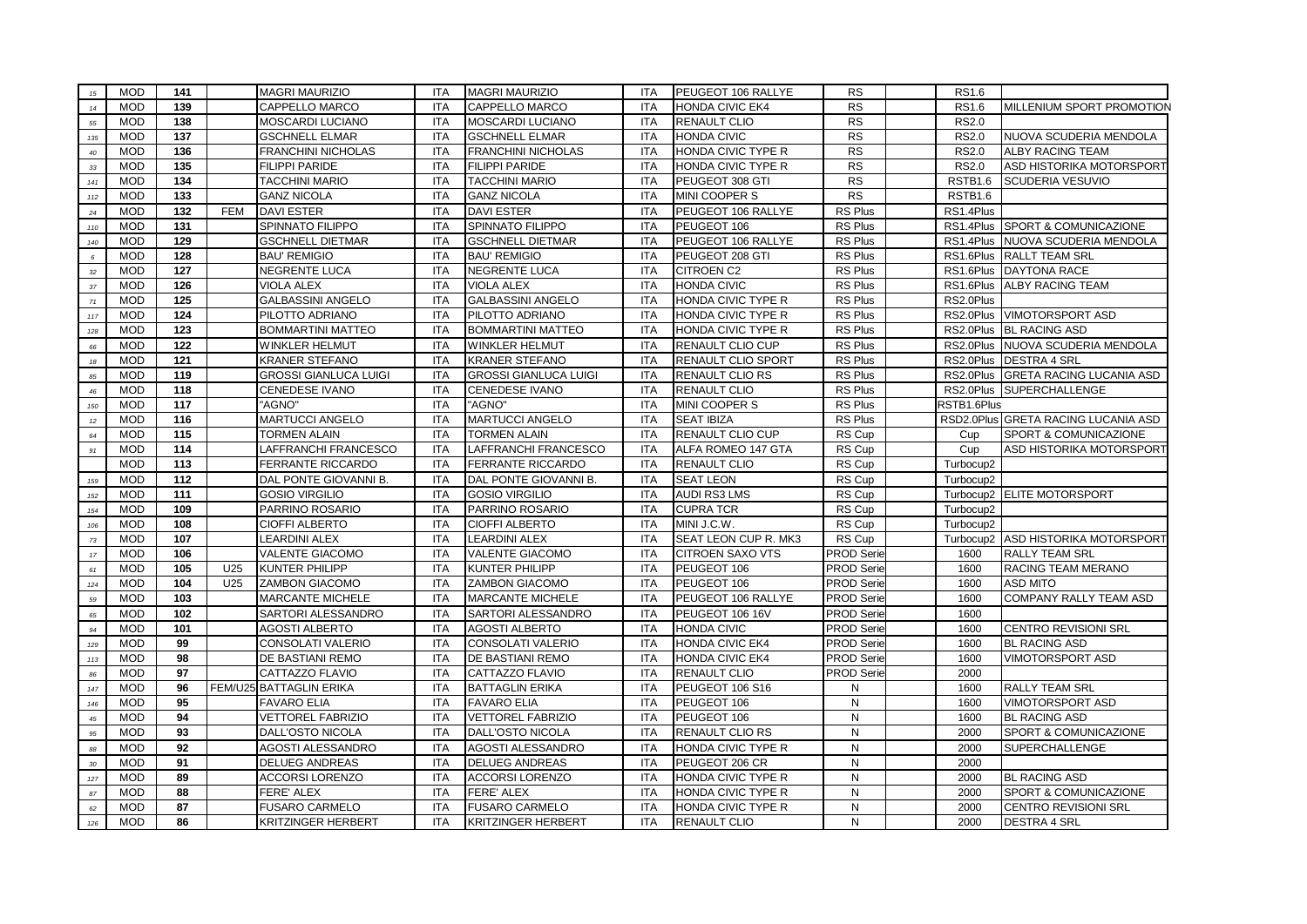| | | | | | | | | | | | | |
|---|---|---|---|---|---|---|---|---|---|---|---|---|
| 15 | MOD | 141 | | MAGRI MAURIZIO | ITA | MAGRI MAURIZIO | ITA | PEUGEOT 106 RALLYE | RS | | RS1.6 | |
| 14 | MOD | 139 | | CAPPELLO MARCO | ITA | CAPPELLO MARCO | ITA | HONDA CIVIC EK4 | RS | | RS1.6 | MILLENIUM SPORT PROMOTION |
| 55 | MOD | 138 | | MOSCARDI LUCIANO | ITA | MOSCARDI LUCIANO | ITA | RENAULT CLIO | RS | | RS2.0 | |
| 135 | MOD | 137 | | GSCHNELL ELMAR | ITA | GSCHNELL ELMAR | ITA | HONDA CIVIC | RS | | RS2.0 | NUOVA SCUDERIA MENDOLA |
| 40 | MOD | 136 | | FRANCHINI NICHOLAS | ITA | FRANCHINI NICHOLAS | ITA | HONDA CIVIC TYPE R | RS | | RS2.0 | ALBY RACING TEAM |
| 33 | MOD | 135 | | FILIPPI PARIDE | ITA | FILIPPI PARIDE | ITA | HONDA CIVIC TYPE R | RS | | RS2.0 | ASD HISTORIKA MOTORSPORT |
| 141 | MOD | 134 | | TACCHINI MARIO | ITA | TACCHINI MARIO | ITA | PEUGEOT 308 GTI | RS | | RSTB1.6 | SCUDERIA VESUVIO |
| 112 | MOD | 133 | | GANZ NICOLA | ITA | GANZ NICOLA | ITA | MINI COOPER S | RS | | RSTB1.6 | |
| 24 | MOD | 132 | FEM | DAVI ESTER | ITA | DAVI ESTER | ITA | PEUGEOT 106 RALLYE | RS Plus | | RS1.4Plus | |
| 110 | MOD | 131 | | SPINNATO FILIPPO | ITA | SPINNATO FILIPPO | ITA | PEUGEOT 106 | RS Plus | | RS1.4Plus | SPORT & COMUNICAZIONE |
| 140 | MOD | 129 | | GSCHNELL DIETMAR | ITA | GSCHNELL DIETMAR | ITA | PEUGEOT 106 RALLYE | RS Plus | | RS1.4Plus | NUOVA SCUDERIA MENDOLA |
| 6 | MOD | 128 | | BAU' REMIGIO | ITA | BAU' REMIGIO | ITA | PEUGEOT 208 GTI | RS Plus | | RS1.6Plus | RALLT TEAM SRL |
| 32 | MOD | 127 | | NEGRENTE LUCA | ITA | NEGRENTE LUCA | ITA | CITROEN C2 | RS Plus | | RS1.6Plus | DAYTONA RACE |
| 37 | MOD | 126 | | VIOLA ALEX | ITA | VIOLA ALEX | ITA | HONDA CIVIC | RS Plus | | RS1.6Plus | ALBY RACING TEAM |
| 71 | MOD | 125 | | GALBASSINI ANGELO | ITA | GALBASSINI ANGELO | ITA | HONDA CIVIC TYPE R | RS Plus | | RS2.0Plus | |
| 117 | MOD | 124 | | PILOTTO ADRIANO | ITA | PILOTTO ADRIANO | ITA | HONDA CIVIC TYPE R | RS Plus | | RS2.0Plus | VIMOTORSPORT ASD |
| 128 | MOD | 123 | | BOMMARTINI MATTEO | ITA | BOMMARTINI MATTEO | ITA | HONDA CIVIC TYPE R | RS Plus | | RS2.0Plus | BL RACING ASD |
| 66 | MOD | 122 | | WINKLER HELMUT | ITA | WINKLER HELMUT | ITA | RENAULT CLIO CUP | RS Plus | | RS2.0Plus | NUOVA SCUDERIA MENDOLA |
| 18 | MOD | 121 | | KRANER STEFANO | ITA | KRANER STEFANO | ITA | RENAULT CLIO SPORT | RS Plus | | RS2.0Plus | DESTRA 4 SRL |
| 85 | MOD | 119 | | GROSSI GIANLUCA LUIGI | ITA | GROSSI GIANLUCA LUIGI | ITA | RENAULT CLIO RS | RS Plus | | RS2.0Plus | GRETA RACING LUCANIA ASD |
| 46 | MOD | 118 | | CENEDESE IVANO | ITA | CENEDESE IVANO | ITA | RENAULT CLIO | RS Plus | | RS2.0Plus | SUPERCHALLENGE |
| 150 | MOD | 117 | | "AGNO" | ITA | "AGNO" | ITA | MINI COOPER S | RS Plus | | RSTB1.6Plus | |
| 12 | MOD | 116 | | MARTUCCI ANGELO | ITA | MARTUCCI ANGELO | ITA | SEAT IBIZA | RS Plus | | RSD2.0Plus | GRETA RACING LUCANIA ASD |
| 64 | MOD | 115 | | TORMEN ALAIN | ITA | TORMEN ALAIN | ITA | RENAULT CLIO CUP | RS Cup | | Cup | SPORT & COMUNICAZIONE |
| 91 | MOD | 114 | | LAFFRANCHI FRANCESCO | ITA | LAFFRANCHI FRANCESCO | ITA | ALFA ROMEO 147 GTA | RS Cup | | Cup | ASD HISTORIKA MOTORSPORT |
| | MOD | 113 | | FERRANTE RICCARDO | ITA | FERRANTE RICCARDO | ITA | RENAULT CLIO | RS Cup | | Turbocup2 | |
| 159 | MOD | 112 | | DAL PONTE GIOVANNI B. | ITA | DAL PONTE GIOVANNI B. | ITA | SEAT LEON | RS Cup | | Turbocup2 | |
| 152 | MOD | 111 | | GOSIO VIRGILIO | ITA | GOSIO VIRGILIO | ITA | AUDI RS3 LMS | RS Cup | | Turbocup2 | ELITE MOTORSPORT |
| 154 | MOD | 109 | | PARRINO ROSARIO | ITA | PARRINO ROSARIO | ITA | CUPRA TCR | RS Cup | | Turbocup2 | |
| 106 | MOD | 108 | | CIOFFI ALBERTO | ITA | CIOFFI ALBERTO | ITA | MINI J.C.W. | RS Cup | | Turbocup2 | |
| 73 | MOD | 107 | | LEARDINI ALEX | ITA | LEARDINI ALEX | ITA | SEAT LEON CUP R. MK3 | RS Cup | | Turbocup2 | ASD HISTORIKA MOTORSPORT |
| 17 | MOD | 106 | | VALENTE GIACOMO | ITA | VALENTE GIACOMO | ITA | CITROEN SAXO VTS | PROD Serie | | 1600 | RALLY TEAM SRL |
| 61 | MOD | 105 | U25 | KUNTER PHILIPP | ITA | KUNTER PHILIPP | ITA | PEUGEOT 106 | PROD Serie | | 1600 | RACING TEAM MERANO |
| 124 | MOD | 104 | U25 | ZAMBON GIACOMO | ITA | ZAMBON GIACOMO | ITA | PEUGEOT 106 | PROD Serie | | 1600 | ASD MITO |
| 59 | MOD | 103 | | MARCANTE MICHELE | ITA | MARCANTE MICHELE | ITA | PEUGEOT 106 RALLYE | PROD Serie | | 1600 | COMPANY RALLY TEAM ASD |
| 65 | MOD | 102 | | SARTORI ALESSANDRO | ITA | SARTORI ALESSANDRO | ITA | PEUGEOT 106 16V | PROD Serie | | 1600 | |
| 94 | MOD | 101 | | AGOSTI ALBERTO | ITA | AGOSTI ALBERTO | ITA | HONDA CIVIC | PROD Serie | | 1600 | CENTRO REVISIONI SRL |
| 129 | MOD | 99 | | CONSOLATI VALERIO | ITA | CONSOLATI VALERIO | ITA | HONDA CIVIC EK4 | PROD Serie | | 1600 | BL RACING ASD |
| 113 | MOD | 98 | | DE BASTIANI REMO | ITA | DE BASTIANI REMO | ITA | HONDA CIVIC EK4 | PROD Serie | | 1600 | VIMOTORSPORT ASD |
| 86 | MOD | 97 | | CATTAZZO FLAVIO | ITA | CATTAZZO FLAVIO | ITA | RENAULT CLIO | PROD Serie | | 2000 | |
| 147 | MOD | 96 | FEM/U25 | BATTAGLIN ERIKA | ITA | BATTAGLIN ERIKA | ITA | PEUGEOT 106 S16 | N | | 1600 | RALLY TEAM SRL |
| 146 | MOD | 95 | | FAVARO ELIA | ITA | FAVARO ELIA | ITA | PEUGEOT 106 | N | | 1600 | VIMOTORSPORT ASD |
| 45 | MOD | 94 | | VETTOREL FABRIZIO | ITA | VETTOREL FABRIZIO | ITA | PEUGEOT 106 | N | | 1600 | BL RACING ASD |
| 95 | MOD | 93 | | DALL'OSTO NICOLA | ITA | DALL'OSTO NICOLA | ITA | RENAULT CLIO RS | N | | 2000 | SPORT & COMUNICAZIONE |
| 88 | MOD | 92 | | AGOSTI ALESSANDRO | ITA | AGOSTI ALESSANDRO | ITA | HONDA CIVIC TYPE R | N | | 2000 | SUPERCHALLENGE |
| 30 | MOD | 91 | | DELUEG ANDREAS | ITA | DELUEG ANDREAS | ITA | PEUGEOT 206 CR | N | | 2000 | |
| 127 | MOD | 89 | | ACCORSI LORENZO | ITA | ACCORSI LORENZO | ITA | HONDA CIVIC TYPE R | N | | 2000 | BL RACING ASD |
| 87 | MOD | 88 | | FERE' ALEX | ITA | FERE' ALEX | ITA | HONDA CIVIC TYPE R | N | | 2000 | SPORT & COMUNICAZIONE |
| 62 | MOD | 87 | | FUSARO CARMELO | ITA | FUSARO CARMELO | ITA | HONDA CIVIC TYPE R | N | | 2000 | CENTRO REVISIONI SRL |
| 126 | MOD | 86 | | KRITZINGER HERBERT | ITA | KRITZINGER HERBERT | ITA | RENAULT CLIO | N | | 2000 | DESTRA 4 SRL |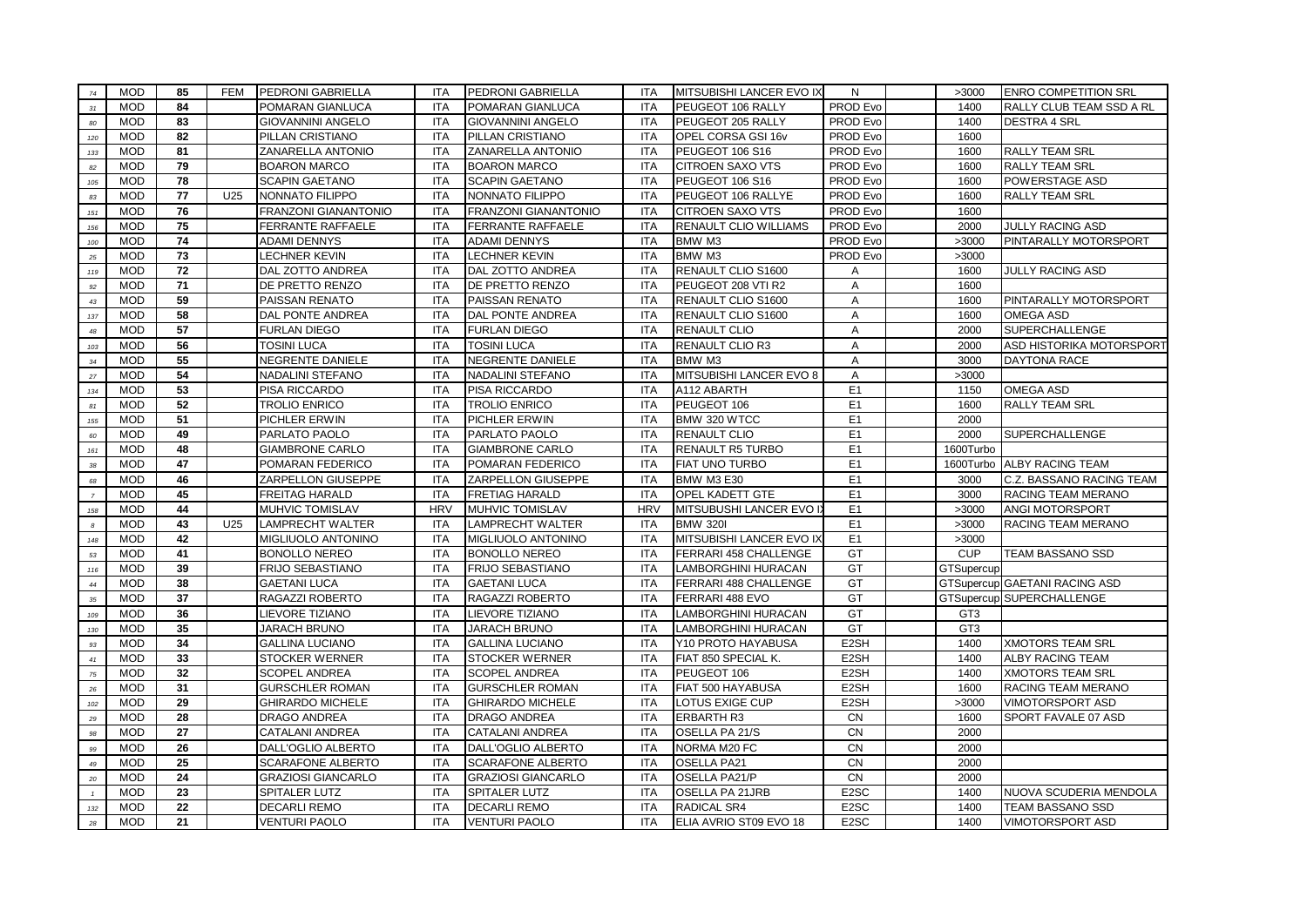| | | | | | | | | | | | | |
|---|---|---|---|---|---|---|---|---|---|---|---|---|
| 74 | MOD | 85 | FEM | PEDRONI GABRIELLA | ITA | PEDRONI GABRIELLA | ITA | MITSUBISHI LANCER EVO IX | N | | >3000 | ENRO COMPETITION SRL |
| 31 | MOD | 84 | | POMARAN GIANLUCA | ITA | POMARAN GIANLUCA | ITA | PEUGEOT 106 RALLY | PROD Evo | | 1400 | RALLY CLUB TEAM SSD A RL |
| 80 | MOD | 83 | | GIOVANNINI ANGELO | ITA | GIOVANNINI ANGELO | ITA | PEUGEOT 205 RALLY | PROD Evo | | 1400 | DESTRA 4 SRL |
| 120 | MOD | 82 | | PILLAN CRISTIANO | ITA | PILLAN CRISTIANO | ITA | OPEL CORSA GSI 16v | PROD Evo | | 1600 | |
| 133 | MOD | 81 | | ZANARELLA ANTONIO | ITA | ZANARELLA ANTONIO | ITA | PEUGEOT 106 S16 | PROD Evo | | 1600 | RALLY TEAM SRL |
| 82 | MOD | 79 | | BOARON MARCO | ITA | BOARON MARCO | ITA | CITROEN SAXO VTS | PROD Evo | | 1600 | RALLY TEAM SRL |
| 105 | MOD | 78 | | SCAPIN GAETANO | ITA | SCAPIN GAETANO | ITA | PEUGEOT 106 S16 | PROD Evo | | 1600 | POWERSTAGE ASD |
| 83 | MOD | 77 | U25 | NONNATO FILIPPO | ITA | NONNATO FILIPPO | ITA | PEUGEOT 106 RALLYE | PROD Evo | | 1600 | RALLY TEAM SRL |
| 151 | MOD | 76 | | FRANZONI GIANANTONIO | ITA | FRANZONI GIANANTONIO | ITA | CITROEN SAXO VTS | PROD Evo | | 1600 | |
| 156 | MOD | 75 | | FERRANTE RAFFAELE | ITA | FERRANTE RAFFAELE | ITA | RENAULT CLIO WILLIAMS | PROD Evo | | 2000 | JULLY RACING ASD |
| 100 | MOD | 74 | | ADAMI DENNYS | ITA | ADAMI DENNYS | ITA | BMW M3 | PROD Evo | | >3000 | PINTARALLY MOTORSPORT |
| 25 | MOD | 73 | | LECHNER KEVIN | ITA | LECHNER KEVIN | ITA | BMW M3 | PROD Evo | | >3000 | |
| 119 | MOD | 72 | | DAL ZOTTO ANDREA | ITA | DAL ZOTTO ANDREA | ITA | RENAULT CLIO S1600 | A | | 1600 | JULLY RACING ASD |
| 92 | MOD | 71 | | DE PRETTO RENZO | ITA | DE PRETTO RENZO | ITA | PEUGEOT 208 VTI R2 | A | | 1600 | |
| 43 | MOD | 59 | | PAISSAN RENATO | ITA | PAISSAN RENATO | ITA | RENAULT CLIO S1600 | A | | 1600 | PINTARALLY MOTORSPORT |
| 137 | MOD | 58 | | DAL PONTE ANDREA | ITA | DAL PONTE ANDREA | ITA | RENAULT CLIO S1600 | A | | 1600 | OMEGA ASD |
| 48 | MOD | 57 | | FURLAN DIEGO | ITA | FURLAN DIEGO | ITA | RENAULT CLIO | A | | 2000 | SUPERCHALLENGE |
| 103 | MOD | 56 | | TOSINI LUCA | ITA | TOSINI LUCA | ITA | RENAULT CLIO R3 | A | | 2000 | ASD HISTORIKA MOTORSPORT |
| 34 | MOD | 55 | | NEGRENTE DANIELE | ITA | NEGRENTE DANIELE | ITA | BMW M3 | A | | 3000 | DAYTONA RACE |
| 27 | MOD | 54 | | NADALINI STEFANO | ITA | NADALINI STEFANO | ITA | MITSUBISHI LANCER EVO 8 | A | | >3000 | |
| 134 | MOD | 53 | | PISA RICCARDO | ITA | PISA RICCARDO | ITA | A112 ABARTH | E1 | | 1150 | OMEGA ASD |
| 81 | MOD | 52 | | TROLIO ENRICO | ITA | TROLIO ENRICO | ITA | PEUGEOT 106 | E1 | | 1600 | RALLY TEAM SRL |
| 155 | MOD | 51 | | PICHLER ERWIN | ITA | PICHLER ERWIN | ITA | BMW 320 WTCC | E1 | | 2000 | |
| 60 | MOD | 49 | | PARLATO PAOLO | ITA | PARLATO PAOLO | ITA | RENAULT CLIO | E1 | | 2000 | SUPERCHALLENGE |
| 161 | MOD | 48 | | GIAMBRONE CARLO | ITA | GIAMBRONE CARLO | ITA | RENAULT R5 TURBO | E1 | | 1600Turbo | |
| 38 | MOD | 47 | | POMARAN FEDERICO | ITA | POMARAN FEDERICO | ITA | FIAT UNO TURBO | E1 | | 1600Turbo | ALBY RACING TEAM |
| 68 | MOD | 46 | | ZARPELLON GIUSEPPE | ITA | ZARPELLON GIUSEPPE | ITA | BMW M3 E30 | E1 | | 3000 | C.Z. BASSANO RACING TEAM |
| 7 | MOD | 45 | | FREITAG HARALD | ITA | FRETIAG HARALD | ITA | OPEL KADETT GTE | E1 | | 3000 | RACING TEAM MERANO |
| 158 | MOD | 44 | | MUHVIC TOMISLAV | HRV | MUHVIC TOMISLAV | HRV | MITSUBISHI LANCER EVO IX | E1 | | >3000 | ANGI MOTORSPORT |
| 8 | MOD | 43 | U25 | LAMPRECHT WALTER | ITA | LAMPRECHT WALTER | ITA | BMW 320I | E1 | | >3000 | RACING TEAM MERANO |
| 148 | MOD | 42 | | MIGLIUOLO ANTONINO | ITA | MIGLIUOLO ANTONINO | ITA | MITSUBISHI LANCER EVO IX | E1 | | >3000 | |
| 53 | MOD | 41 | | BONOLLO NEREO | ITA | BONOLLO NEREO | ITA | FERRARI 458 CHALLENGE | GT | | CUP | TEAM BASSANO SSD |
| 116 | MOD | 39 | | FRIJO SEBASTIANO | ITA | FRIJO SEBASTIANO | ITA | LAMBORGHINI HURACAN | GT | | GTSupercup | |
| 44 | MOD | 38 | | GAETANI LUCA | ITA | GAETANI LUCA | ITA | FERRARI 488 CHALLENGE | GT | | GTSupercup | GAETANI RACING ASD |
| 35 | MOD | 37 | | RAGAZZI ROBERTO | ITA | RAGAZZI ROBERTO | ITA | FERRARI 488 EVO | GT | | GTSupercup | SUPERCHALLENGE |
| 109 | MOD | 36 | | LIEVORE TIZIANO | ITA | LIEVORE TIZIANO | ITA | LAMBORGHINI HURACAN | GT | | GT3 | |
| 130 | MOD | 35 | | JARACH BRUNO | ITA | JARACH BRUNO | ITA | LAMBORGHINI HURACAN | GT | | GT3 | |
| 93 | MOD | 34 | | GALLINA LUCIANO | ITA | GALLINA LUCIANO | ITA | Y10 PROTO HAYABUSA | E2SH | | 1400 | XMOTORS TEAM SRL |
| 41 | MOD | 33 | | STOCKER WERNER | ITA | STOCKER WERNER | ITA | FIAT 850 SPECIAL K. | E2SH | | 1400 | ALBY RACING TEAM |
| 75 | MOD | 32 | | SCOPEL ANDREA | ITA | SCOPEL ANDREA | ITA | PEUGEOT 106 | E2SH | | 1400 | XMOTORS TEAM SRL |
| 26 | MOD | 31 | | GURSCHLER ROMAN | ITA | GURSCHLER ROMAN | ITA | FIAT 500 HAYABUSA | E2SH | | 1600 | RACING TEAM MERANO |
| 102 | MOD | 29 | | GHIRARDO MICHELE | ITA | GHIRARDO MICHELE | ITA | LOTUS EXIGE CUP | E2SH | | >3000 | VIMOTORSPORT ASD |
| 29 | MOD | 28 | | DRAGO ANDREA | ITA | DRAGO ANDREA | ITA | ERBARTH R3 | CN | | 1600 | SPORT FAVALE 07 ASD |
| 98 | MOD | 27 | | CATALANI ANDREA | ITA | CATALANI ANDREA | ITA | OSELLA PA 21/S | CN | | 2000 | |
| 99 | MOD | 26 | | DALL'OGLIO ALBERTO | ITA | DALL'OGLIO ALBERTO | ITA | NORMA M20 FC | CN | | 2000 | |
| 49 | MOD | 25 | | SCARAFONE ALBERTO | ITA | SCARAFONE ALBERTO | ITA | OSELLA PA21 | CN | | 2000 | |
| 20 | MOD | 24 | | GRAZIOSI GIANCARLO | ITA | GRAZIOSI GIANCARLO | ITA | OSELLA PA21/P | CN | | 2000 | |
| 1 | MOD | 23 | | SPITALER LUTZ | ITA | SPITALER LUTZ | ITA | OSELLA PA 21JRB | E2SC | | 1400 | NUOVA SCUDERIA MENDOLA |
| 132 | MOD | 22 | | DECARLI REMO | ITA | DECARLI REMO | ITA | RADICAL SR4 | E2SC | | 1400 | TEAM BASSANO SSD |
| 28 | MOD | 21 | | VENTURI PAOLO | ITA | VENTURI PAOLO | ITA | ELIA AVRIO ST09 EVO 18 | E2SC | | 1400 | VIMOTORSPORT ASD |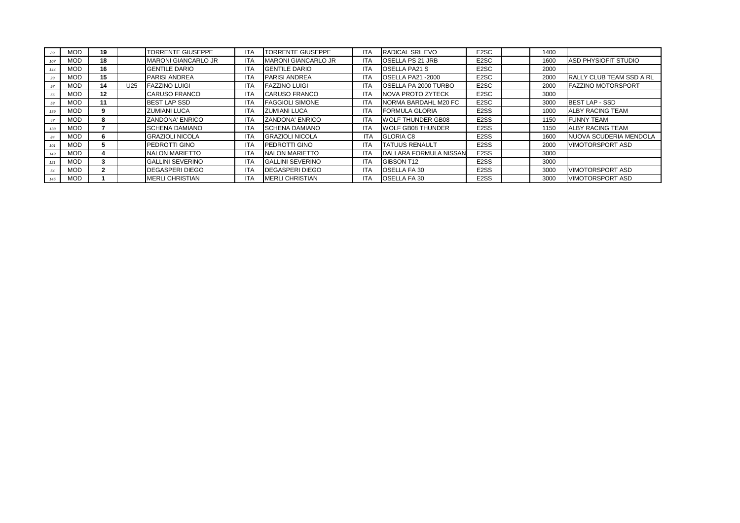| | | | | | | | | | | | | |
|---|---|---|---|---|---|---|---|---|---|---|---|---|
| 89 | MOD | 19 | | TORRENTE GIUSEPPE | ITA | TORRENTE GIUSEPPE | ITA | RADICAL SRL EVO | E2SC | | 1400 | |
| 107 | MOD | 18 | | MARONI GIANCARLO JR | ITA | MARONI GIANCARLO JR | ITA | OSELLA PS 21 JRB | E2SC | | 1600 | ASD PHYSIOFIT STUDIO |
| 144 | MOD | 16 | | GENTILE DARIO | ITA | GENTILE DARIO | ITA | OSELLA PA21 S | E2SC | | 2000 | |
| 23 | MOD | 15 | | PARISI ANDREA | ITA | PARISI ANDREA | ITA | OSELLA PA21 -2000 | E2SC | | 2000 | RALLY CLUB TEAM SSD A RL |
| 97 | MOD | 14 | U25 | FAZZINO LUIGI | ITA | FAZZINO LUIGI | ITA | OSELLA PA 2000 TURBO | E2SC | | 2000 | FAZZINO MOTORSPORT |
| 56 | MOD | 12 | | CARUSO FRANCO | ITA | CARUSO FRANCO | ITA | NOVA PROTO ZYTECK | E2SC | | 3000 | |
| 58 | MOD | 11 | | BEST LAP SSD | ITA | FAGGIOLI SIMONE | ITA | NORMA BARDAHL M20 FC | E2SC | | 3000 | BEST LAP - SSD |
| 139 | MOD | 9 | | ZUMIANI LUCA | ITA | ZUMIANI LUCA | ITA | FORMULA GLORIA | E2SS | | 1000 | ALBY RACING TEAM |
| 47 | MOD | 8 | | ZANDONA' ENRICO | ITA | ZANDONA' ENRICO | ITA | WOLF THUNDER GB08 | E2SS | | 1150 | FUNNY TEAM |
| 138 | MOD | 7 | | SCHENA DAMIANO | ITA | SCHENA DAMIANO | ITA | WOLF GB08 THUNDER | E2SS | | 1150 | ALBY RACING TEAM |
| 84 | MOD | 6 | | GRAZIOLI NICOLA | ITA | GRAZIOLI NICOLA | ITA | GLORIA C8 | E2SS | | 1600 | NUOVA SCUDERIA MENDOLA |
| 101 | MOD | 5 | | PEDROTTI GINO | ITA | PEDROTTI GINO | ITA | TATUUS RENAULT | E2SS | | 2000 | VIMOTORSPORT ASD |
| 149 | MOD | 4 | | NALON MARIETTO | ITA | NALON MARIETTO | ITA | DALLARA FORMULA NISSAN | E2SS | | 3000 | |
| 121 | MOD | 3 | | GALLINI SEVERINO | ITA | GALLINI SEVERINO | ITA | GIBSON T12 | E2SS | | 3000 | |
| 54 | MOD | 2 | | DEGASPERI DIEGO | ITA | DEGASPERI DIEGO | ITA | OSELLA FA 30 | E2SS | | 3000 | VIMOTORSPORT ASD |
| 145 | MOD | 1 | | MERLI CHRISTIAN | ITA | MERLI CHRISTIAN | ITA | OSELLA FA 30 | E2SS | | 3000 | VIMOTORSPORT ASD |